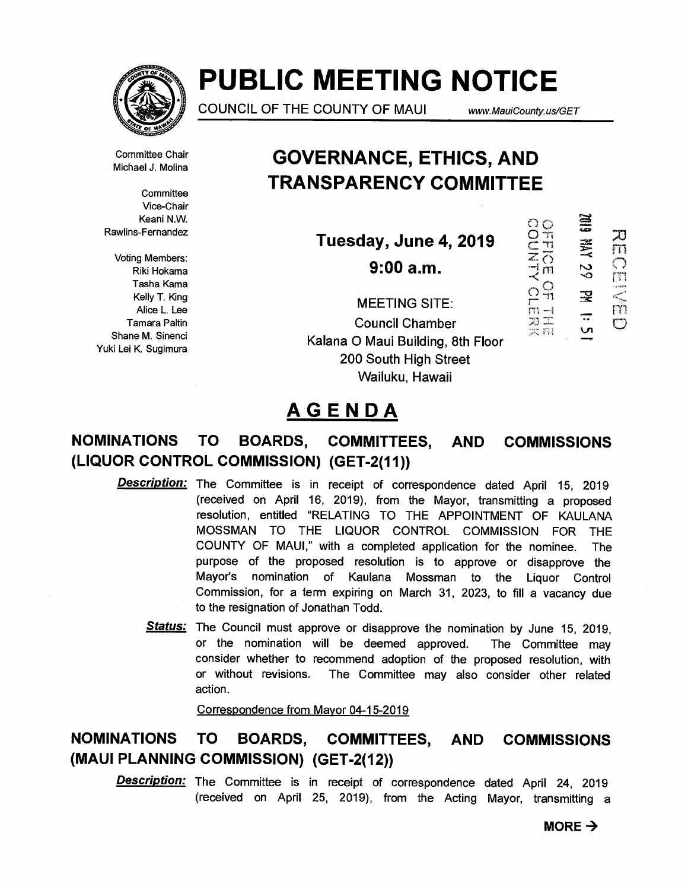# PUBLIC MEETING NOTICE

COUNCIL OF THE COUNTY OF MAUI www.MauiCounty.us/GET

Committee Chair
Michael J. Molina

Committee
Vice-Chair
Keani N.W.
Rawlins-Fernandez

Voting Members:
Riki Hokama
Tasha Kama
Kelly T. King
Alice L. Lee
Tamara Paltin
Shane M. Sinenci
Yuki Lei K. Sugimura

## GOVERNANCE, ETHICS, AND TRANSPARENCY COMMITTEE

**Tuesday, June 4, 2019**

**9:00 a.m.**

MEETING SITE:
Council Chamber
Kalana O Maui Building, 8th Floor
200 South High Street
Wailuku, Hawaii

OFFICE OF THE COUNTY CLERK
2019 MAY 29 PM 1:51
RECEIVED

## AGENDA

### NOMINATIONS TO BOARDS, COMMITTEES, AND COMMISSIONS (LIQUOR CONTROL COMMISSION) (GET-2(11))

***Description:*** The Committee is in receipt of correspondence dated April 15, 2019 (received on April 16, 2019), from the Mayor, transmitting a proposed resolution, entitled "RELATING TO THE APPOINTMENT OF KAULANA MOSSMAN TO THE LIQUOR CONTROL COMMISSION FOR THE COUNTY OF MAUI," with a completed application for the nominee. The purpose of the proposed resolution is to approve or disapprove the Mayor's nomination of Kaulana Mossman to the Liquor Control Commission, for a term expiring on March 31, 2023, to fill a vacancy due to the resignation of Jonathan Todd.

***Status:*** The Council must approve or disapprove the nomination by June 15, 2019, or the nomination will be deemed approved. The Committee may consider whether to recommend adoption of the proposed resolution, with or without revisions. The Committee may also consider other related action.

Correspondence from Mayor 04-15-2019

### NOMINATIONS TO BOARDS, COMMITTEES, AND COMMISSIONS (MAUI PLANNING COMMISSION) (GET-2(12))

***Description:*** The Committee is in receipt of correspondence dated April 24, 2019 (received on April 25, 2019), from the Acting Mayor, transmitting a

**MORE →**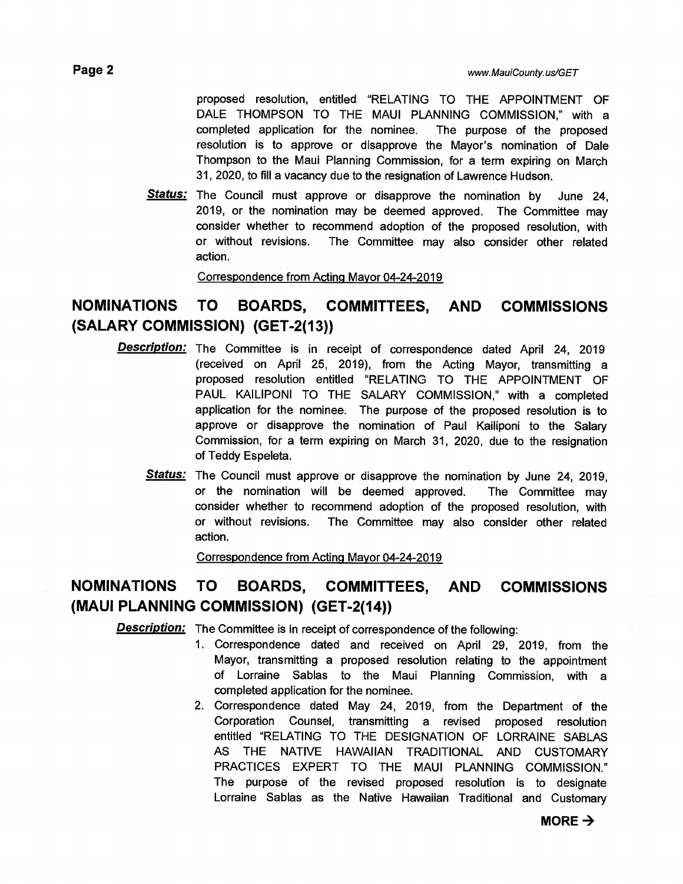proposed resolution, entitled "RELATING TO THE APPOINTMENT OF DALE THOMPSON TO THE MAUI PLANNING COMMISSION," with a completed application for the nominee. The purpose of the proposed resolution is to approve or disapprove the Mayor's nomination of Dale Thompson to the Maui Planning Commission, for a term expiring on March 31, 2020, to fill a vacancy due to the resignation of Lawrence Hudson.

***Status:*** The Council must approve or disapprove the nomination by June 24, 2019, or the nomination may be deemed approved. The Committee may consider whether to recommend adoption of the proposed resolution, with or without revisions. The Committee may also consider other related action.

Correspondence from Acting Mayor 04-24-2019

## NOMINATIONS TO BOARDS, COMMITTEES, AND COMMISSIONS (SALARY COMMISSION) (GET-2(13))

***Description:*** The Committee is in receipt of correspondence dated April 24, 2019 (received on April 25, 2019), from the Acting Mayor, transmitting a proposed resolution entitled "RELATING TO THE APPOINTMENT OF PAUL KAILIPONI TO THE SALARY COMMISSION," with a completed application for the nominee. The purpose of the proposed resolution is to approve or disapprove the nomination of Paul Kailiponi to the Salary Commission, for a term expiring on March 31, 2020, due to the resignation of Teddy Espeleta.

***Status:*** The Council must approve or disapprove the nomination by June 24, 2019, or the nomination will be deemed approved. The Committee may consider whether to recommend adoption of the proposed resolution, with or without revisions. The Committee may also consider other related action.

Correspondence from Acting Mayor 04-24-2019

## NOMINATIONS TO BOARDS, COMMITTEES, AND COMMISSIONS (MAUI PLANNING COMMISSION) (GET-2(14))

***Description:*** The Committee is in receipt of correspondence of the following:

1. Correspondence dated and received on April 29, 2019, from the Mayor, transmitting a proposed resolution relating to the appointment of Lorraine Sablas to the Maui Planning Commission, with a completed application for the nominee.
2. Correspondence dated May 24, 2019, from the Department of the Corporation Counsel, transmitting a revised proposed resolution entitled "RELATING TO THE DESIGNATION OF LORRAINE SABLAS AS THE NATIVE HAWAIIAN TRADITIONAL AND CUSTOMARY PRACTICES EXPERT TO THE MAUI PLANNING COMMISSION." The purpose of the revised proposed resolution is to designate Lorraine Sablas as the Native Hawaiian Traditional and Customary

**MORE →**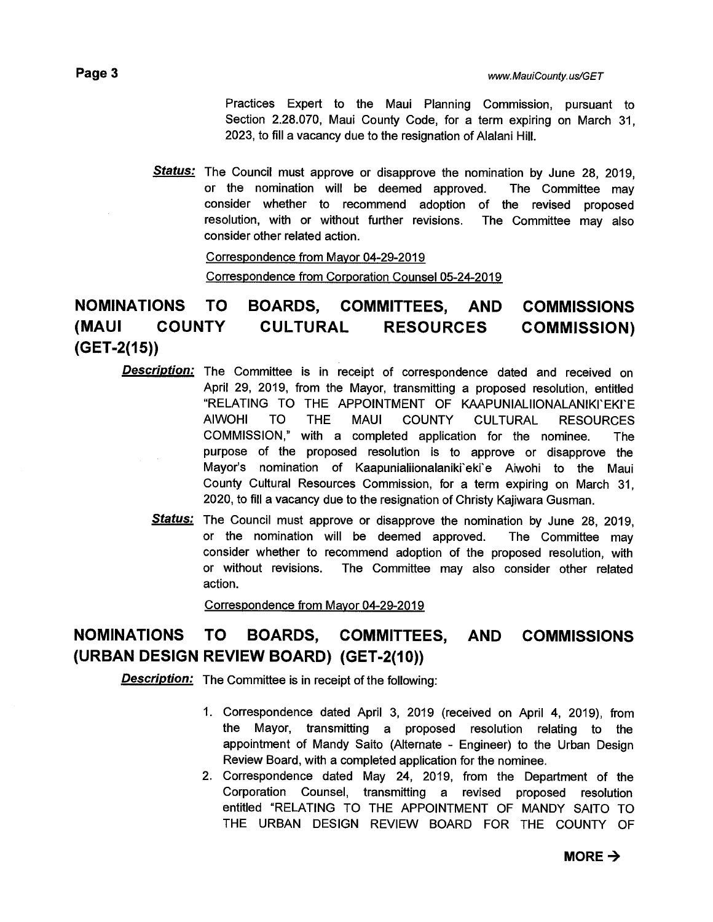Practices Expert to the Maui Planning Commission, pursuant to Section 2.28.070, Maui County Code, for a term expiring on March 31, 2023, to fill a vacancy due to the resignation of Alalani Hill.

***Status:*** The Council must approve or disapprove the nomination by June 28, 2019, or the nomination will be deemed approved. The Committee may consider whether to recommend adoption of the revised proposed resolution, with or without further revisions. The Committee may also consider other related action.

Correspondence from Mayor 04-29-2019

Correspondence from Corporation Counsel 05-24-2019

## NOMINATIONS TO BOARDS, COMMITTEES, AND COMMISSIONS (MAUI COUNTY CULTURAL RESOURCES COMMISSION) (GET-2(15))

***Description:*** The Committee is in receipt of correspondence dated and received on April 29, 2019, from the Mayor, transmitting a proposed resolution, entitled "RELATING TO THE APPOINTMENT OF KAAPUNIALIIONALANIKI`EKI`E AIWOHI TO THE MAUI COUNTY CULTURAL RESOURCES COMMISSION," with a completed application for the nominee. The purpose of the proposed resolution is to approve or disapprove the Mayor's nomination of Kaapunialiionalaniki`eki`e Aiwohi to the Maui County Cultural Resources Commission, for a term expiring on March 31, 2020, to fill a vacancy due to the resignation of Christy Kajiwara Gusman.

***Status:*** The Council must approve or disapprove the nomination by June 28, 2019, or the nomination will be deemed approved. The Committee may consider whether to recommend adoption of the proposed resolution, with or without revisions. The Committee may also consider other related action.

Correspondence from Mayor 04-29-2019

## NOMINATIONS TO BOARDS, COMMITTEES, AND COMMISSIONS (URBAN DESIGN REVIEW BOARD) (GET-2(10))

***Description:*** The Committee is in receipt of the following:

1. Correspondence dated April 3, 2019 (received on April 4, 2019), from the Mayor, transmitting a proposed resolution relating to the appointment of Mandy Saito (Alternate - Engineer) to the Urban Design Review Board, with a completed application for the nominee.
2. Correspondence dated May 24, 2019, from the Department of the Corporation Counsel, transmitting a revised proposed resolution entitled "RELATING TO THE APPOINTMENT OF MANDY SAITO TO THE URBAN DESIGN REVIEW BOARD FOR THE COUNTY OF

**MORE →**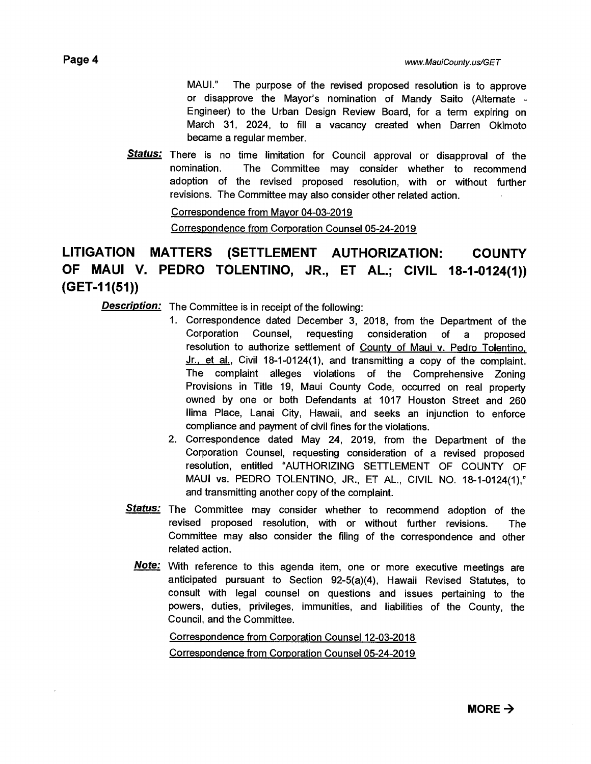MAUI." The purpose of the revised proposed resolution is to approve or disapprove the Mayor's nomination of Mandy Saito (Alternate - Engineer) to the Urban Design Review Board, for a term expiring on March 31, 2024, to fill a vacancy created when Darren Okimoto became a regular member.

***Status:*** There is no time limitation for Council approval or disapproval of the nomination. The Committee may consider whether to recommend adoption of the revised proposed resolution, with or without further revisions. The Committee may also consider other related action.

Correspondence from Mayor 04-03-2019

Correspondence from Corporation Counsel 05-24-2019

## LITIGATION MATTERS (SETTLEMENT AUTHORIZATION: COUNTY OF MAUI V. PEDRO TOLENTINO, JR., ET AL.; CIVIL 18-1-0124(1)) (GET-11(51))

***Description:*** The Committee is in receipt of the following:

1. Correspondence dated December 3, 2018, from the Department of the Corporation Counsel, requesting consideration of a proposed resolution to authorize settlement of County of Maui v. Pedro Tolentino, Jr., et al., Civil 18-1-0124(1), and transmitting a copy of the complaint. The complaint alleges violations of the Comprehensive Zoning Provisions in Title 19, Maui County Code, occurred on real property owned by one or both Defendants at 1017 Houston Street and 260 Ilima Place, Lanai City, Hawaii, and seeks an injunction to enforce compliance and payment of civil fines for the violations.
2. Correspondence dated May 24, 2019, from the Department of the Corporation Counsel, requesting consideration of a revised proposed resolution, entitled "AUTHORIZING SETTLEMENT OF COUNTY OF MAUI vs. PEDRO TOLENTINO, JR., ET AL., CIVIL NO. 18-1-0124(1)," and transmitting another copy of the complaint.

***Status:*** The Committee may consider whether to recommend adoption of the revised proposed resolution, with or without further revisions. The Committee may also consider the filing of the correspondence and other related action.

***Note:*** With reference to this agenda item, one or more executive meetings are anticipated pursuant to Section 92-5(a)(4), Hawaii Revised Statutes, to consult with legal counsel on questions and issues pertaining to the powers, duties, privileges, immunities, and liabilities of the County, the Council, and the Committee.

Correspondence from Corporation Counsel 12-03-2018

Correspondence from Corporation Counsel 05-24-2019

**MORE →**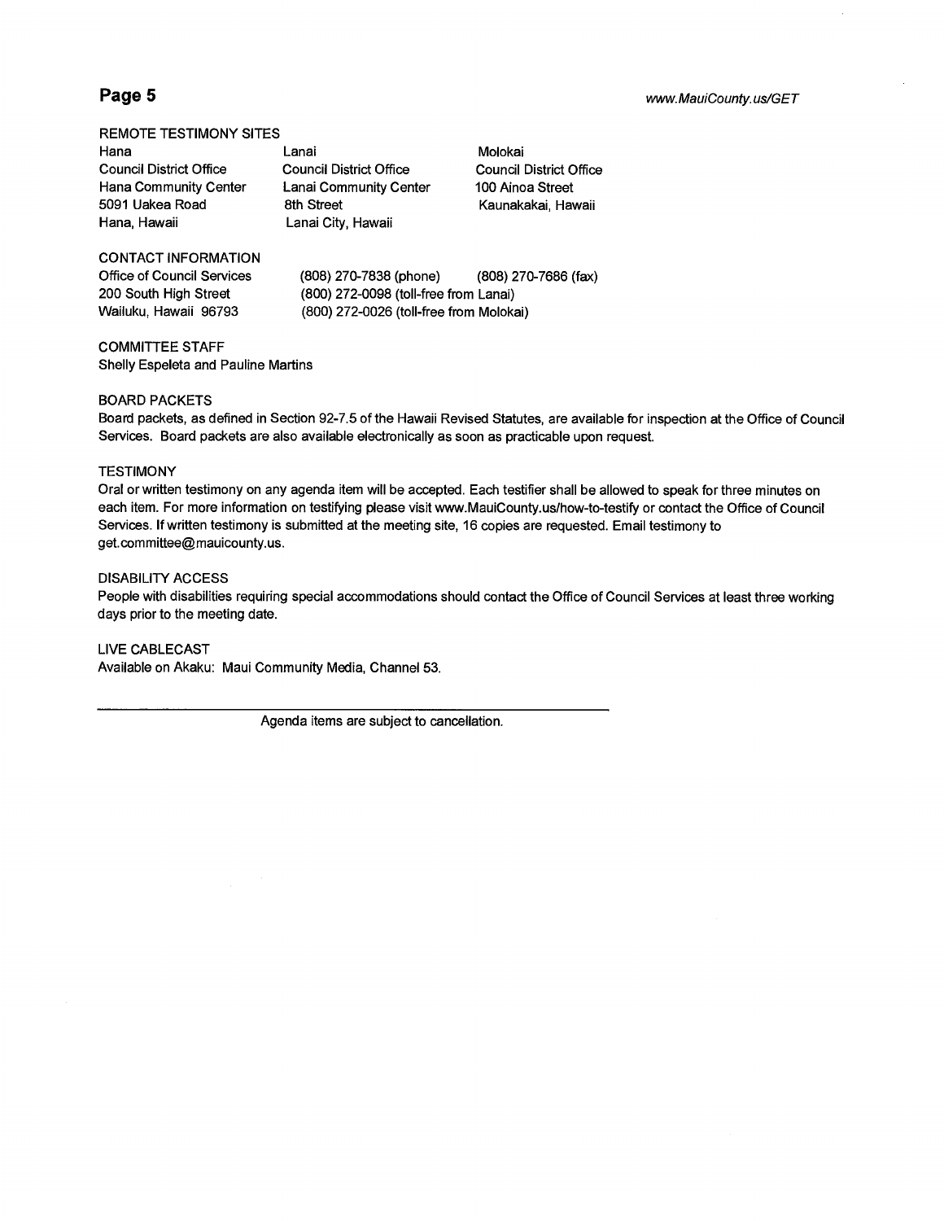## REMOTE TESTIMONY SITES

| Hana | Lanai | Molokai |
|---|---|---|
| Council District Office | Council District Office | Council District Office |
| Hana Community Center | Lanai Community Center | 100 Ainoa Street |
| 5091 Uakea Road | 8th Street | Kaunakakai, Hawaii |
| Hana, Hawaii | Lanai City, Hawaii | |

## CONTACT INFORMATION

Office of Council Services
200 South High Street
Wailuku, Hawaii 96793

(808) 270-7838 (phone) (808) 270-7686 (fax)
(800) 272-0098 (toll-free from Lanai)
(800) 272-0026 (toll-free from Molokai)

## COMMITTEE STAFF

Shelly Espeleta and Pauline Martins

## BOARD PACKETS

Board packets, as defined in Section 92-7.5 of the Hawaii Revised Statutes, are available for inspection at the Office of Council Services. Board packets are also available electronically as soon as practicable upon request.

## TESTIMONY

Oral or written testimony on any agenda item will be accepted. Each testifier shall be allowed to speak for three minutes on each item. For more information on testifying please visit www.MauiCounty.us/how-to-testify or contact the Office of Council Services. If written testimony is submitted at the meeting site, 16 copies are requested. Email testimony to get.committee@mauicounty.us.

## DISABILITY ACCESS

People with disabilities requiring special accommodations should contact the Office of Council Services at least three working days prior to the meeting date.

## LIVE CABLECAST

Available on Akaku: Maui Community Media, Channel 53.

---

Agenda items are subject to cancellation.